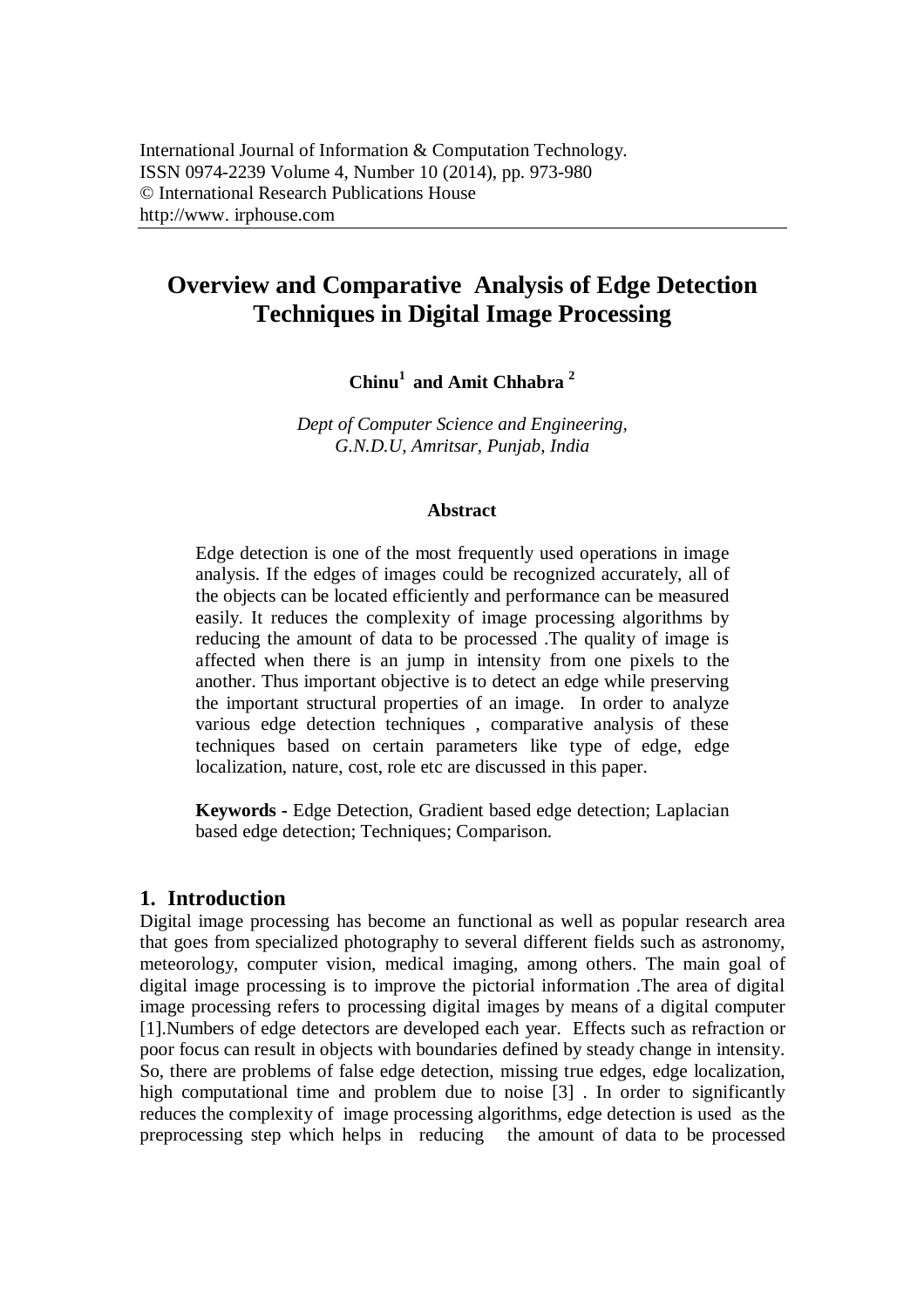International Journal of Information & Computation Technology.
ISSN 0974-2239 Volume 4, Number 10 (2014), pp. 973-980
© International Research Publications House
http://www. irphouse.com

# Overview and Comparative Analysis of Edge Detection Techniques in Digital Image Processing

**Chinu[1] and Amit Chhabra [2]**

*Dept of Computer Science and Engineering,*
*G.N.D.U, Amritsar, Punjab, India*

### Abstract

Edge detection is one of the most frequently used operations in image analysis. If the edges of images could be recognized accurately, all of the objects can be located efficiently and performance can be measured easily. It reduces the complexity of image processing algorithms by reducing the amount of data to be processed .The quality of image is affected when there is an jump in intensity from one pixels to the another. Thus important objective is to detect an edge while preserving the important structural properties of an image. In order to analyze various edge detection techniques , comparative analysis of these techniques based on certain parameters like type of edge, edge localization, nature, cost, role etc are discussed in this paper.

**Keywords -** Edge Detection, Gradient based edge detection; Laplacian based edge detection; Techniques; Comparison.

## 1. Introduction

Digital image processing has become an functional as well as popular research area that goes from specialized photography to several different fields such as astronomy, meteorology, computer vision, medical imaging, among others. The main goal of digital image processing is to improve the pictorial information .The area of digital image processing refers to processing digital images by means of a digital computer [1].Numbers of edge detectors are developed each year. Effects such as refraction or poor focus can result in objects with boundaries defined by steady change in intensity. So, there are problems of false edge detection, missing true edges, edge localization, high computational time and problem due to noise [3] . In order to significantly reduces the complexity of image processing algorithms, edge detection is used as the preprocessing step which helps in reducing the amount of data to be processed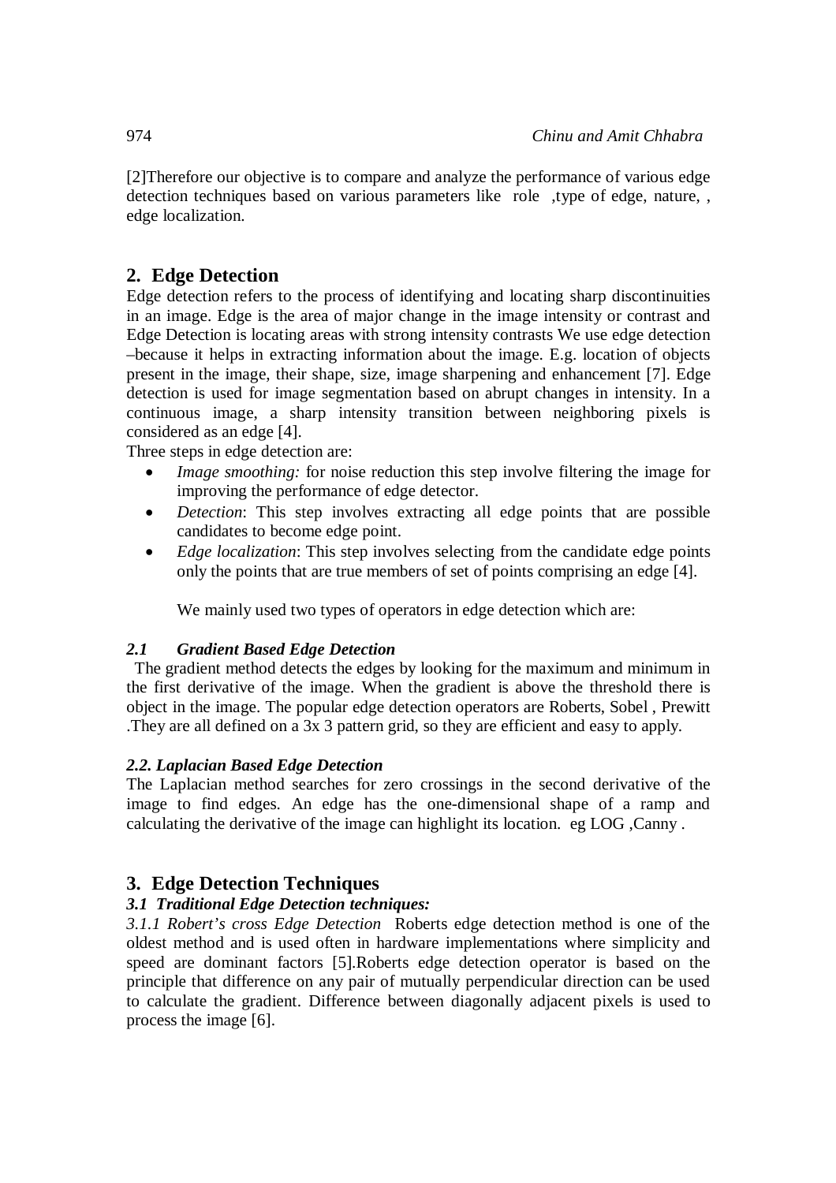[2]Therefore our objective is to compare and analyze the performance of various edge detection techniques based on various parameters like role ,type of edge, nature, , edge localization.

## 2. Edge Detection

Edge detection refers to the process of identifying and locating sharp discontinuities in an image. Edge is the area of major change in the image intensity or contrast and Edge Detection is locating areas with strong intensity contrasts We use edge detection –because it helps in extracting information about the image. E.g. location of objects present in the image, their shape, size, image sharpening and enhancement [7]. Edge detection is used for image segmentation based on abrupt changes in intensity. In a continuous image, a sharp intensity transition between neighboring pixels is considered as an edge [4].

Three steps in edge detection are:

- *Image smoothing:* for noise reduction this step involve filtering the image for improving the performance of edge detector.
- *Detection*: This step involves extracting all edge points that are possible candidates to become edge point.
- *Edge localization*: This step involves selecting from the candidate edge points only the points that are true members of set of points comprising an edge [4].

We mainly used two types of operators in edge detection which are:

### *2.1 Gradient Based Edge Detection*

The gradient method detects the edges by looking for the maximum and minimum in the first derivative of the image. When the gradient is above the threshold there is object in the image. The popular edge detection operators are Roberts, Sobel , Prewitt .They are all defined on a 3x 3 pattern grid, so they are efficient and easy to apply.

### *2.2. Laplacian Based Edge Detection*

The Laplacian method searches for zero crossings in the second derivative of the image to find edges. An edge has the one-dimensional shape of a ramp and calculating the derivative of the image can highlight its location. eg LOG ,Canny .

## 3. Edge Detection Techniques

### *3.1 Traditional Edge Detection techniques:*

*3.1.1 Robert's cross Edge Detection* Roberts edge detection method is one of the oldest method and is used often in hardware implementations where simplicity and speed are dominant factors [5].Roberts edge detection operator is based on the principle that difference on any pair of mutually perpendicular direction can be used to calculate the gradient. Difference between diagonally adjacent pixels is used to process the image [6].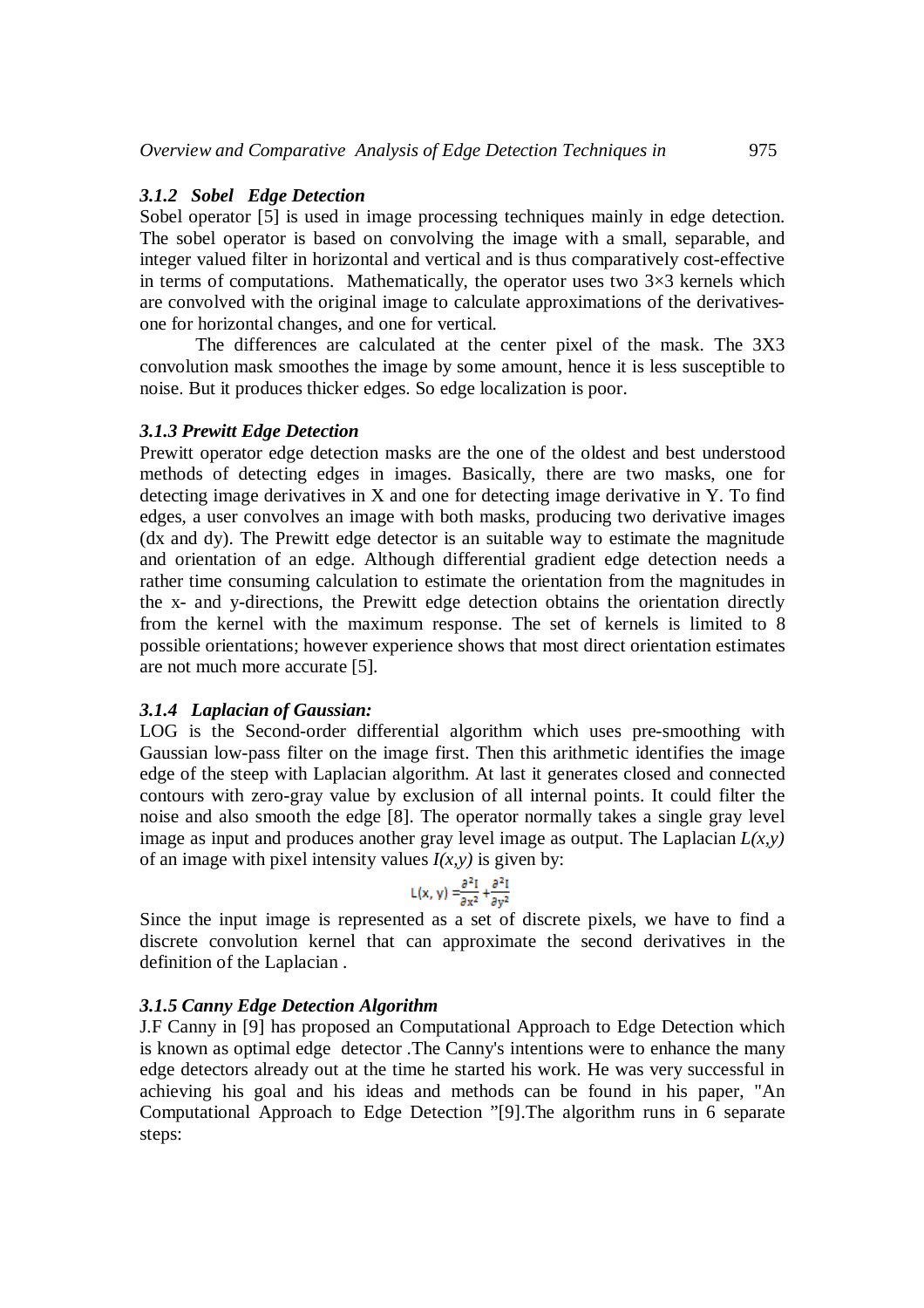### *3.1.2 Sobel Edge Detection*

Sobel operator [5] is used in image processing techniques mainly in edge detection. The sobel operator is based on convolving the image with a small, separable, and integer valued filter in horizontal and vertical and is thus comparatively cost-effective in terms of computations. Mathematically, the operator uses two 3×3 kernels which are convolved with the original image to calculate approximations of the derivatives-one for horizontal changes, and one for vertical.

The differences are calculated at the center pixel of the mask. The 3X3 convolution mask smoothes the image by some amount, hence it is less susceptible to noise. But it produces thicker edges. So edge localization is poor.

### *3.1.3 Prewitt Edge Detection*

Prewitt operator edge detection masks are the one of the oldest and best understood methods of detecting edges in images. Basically, there are two masks, one for detecting image derivatives in X and one for detecting image derivative in Y. To find edges, a user convolves an image with both masks, producing two derivative images (dx and dy). The Prewitt edge detector is an suitable way to estimate the magnitude and orientation of an edge. Although differential gradient edge detection needs a rather time consuming calculation to estimate the orientation from the magnitudes in the x- and y-directions, the Prewitt edge detection obtains the orientation directly from the kernel with the maximum response. The set of kernels is limited to 8 possible orientations; however experience shows that most direct orientation estimates are not much more accurate [5].

### *3.1.4 Laplacian of Gaussian:*

LOG is the Second-order differential algorithm which uses pre-smoothing with Gaussian low-pass filter on the image first. Then this arithmetic identifies the image edge of the steep with Laplacian algorithm. At last it generates closed and connected contours with zero-gray value by exclusion of all internal points. It could filter the noise and also smooth the edge [8]. The operator normally takes a single gray level image as input and produces another gray level image as output. The Laplacian $L(x,y)$ of an image with pixel intensity values $I(x,y)$ is given by:

$$L(x, y) = \frac{\partial^2 I}{\partial x^2} + \frac{\partial^2 I}{\partial y^2}$$

Since the input image is represented as a set of discrete pixels, we have to find a discrete convolution kernel that can approximate the second derivatives in the definition of the Laplacian .

### *3.1.5 Canny Edge Detection Algorithm*

J.F Canny in [9] has proposed an Computational Approach to Edge Detection which is known as optimal edge detector .The Canny's intentions were to enhance the many edge detectors already out at the time he started his work. He was very successful in achieving his goal and his ideas and methods can be found in his paper, "An Computational Approach to Edge Detection "[9].The algorithm runs in 6 separate steps: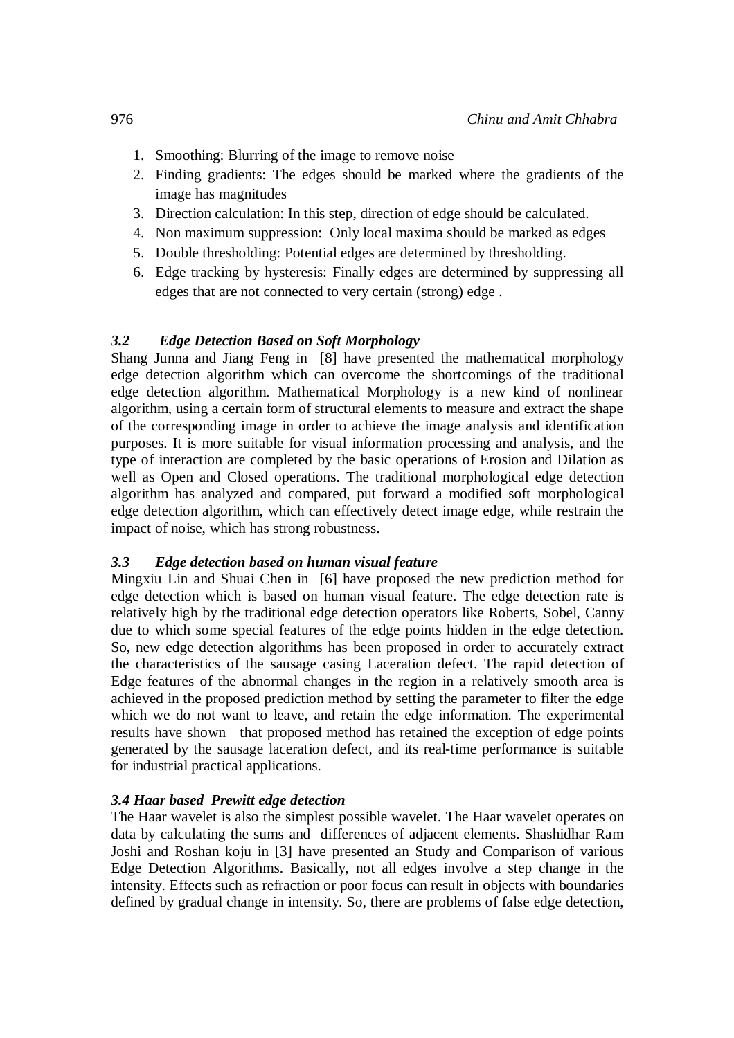1. Smoothing: Blurring of the image to remove noise
2. Finding gradients: The edges should be marked where the gradients of the image has magnitudes
3. Direction calculation: In this step, direction of edge should be calculated.
4. Non maximum suppression: Only local maxima should be marked as edges
5. Double thresholding: Potential edges are determined by thresholding.
6. Edge tracking by hysteresis: Finally edges are determined by suppressing all edges that are not connected to very certain (strong) edge .

### *3.2 Edge Detection Based on Soft Morphology*

Shang Junna and Jiang Feng in [8] have presented the mathematical morphology edge detection algorithm which can overcome the shortcomings of the traditional edge detection algorithm. Mathematical Morphology is a new kind of nonlinear algorithm, using a certain form of structural elements to measure and extract the shape of the corresponding image in order to achieve the image analysis and identification purposes. It is more suitable for visual information processing and analysis, and the type of interaction are completed by the basic operations of Erosion and Dilation as well as Open and Closed operations. The traditional morphological edge detection algorithm has analyzed and compared, put forward a modified soft morphological edge detection algorithm, which can effectively detect image edge, while restrain the impact of noise, which has strong robustness.

### *3.3 Edge detection based on human visual feature*

Mingxiu Lin and Shuai Chen in [6] have proposed the new prediction method for edge detection which is based on human visual feature. The edge detection rate is relatively high by the traditional edge detection operators like Roberts, Sobel, Canny due to which some special features of the edge points hidden in the edge detection. So, new edge detection algorithms has been proposed in order to accurately extract the characteristics of the sausage casing Laceration defect. The rapid detection of Edge features of the abnormal changes in the region in a relatively smooth area is achieved in the proposed prediction method by setting the parameter to filter the edge which we do not want to leave, and retain the edge information. The experimental results have shown that proposed method has retained the exception of edge points generated by the sausage laceration defect, and its real-time performance is suitable for industrial practical applications.

### *3.4 Haar based Prewitt edge detection*

The Haar wavelet is also the simplest possible wavelet. The Haar wavelet operates on data by calculating the sums and differences of adjacent elements. Shashidhar Ram Joshi and Roshan koju in [3] have presented an Study and Comparison of various Edge Detection Algorithms. Basically, not all edges involve a step change in the intensity. Effects such as refraction or poor focus can result in objects with boundaries defined by gradual change in intensity. So, there are problems of false edge detection,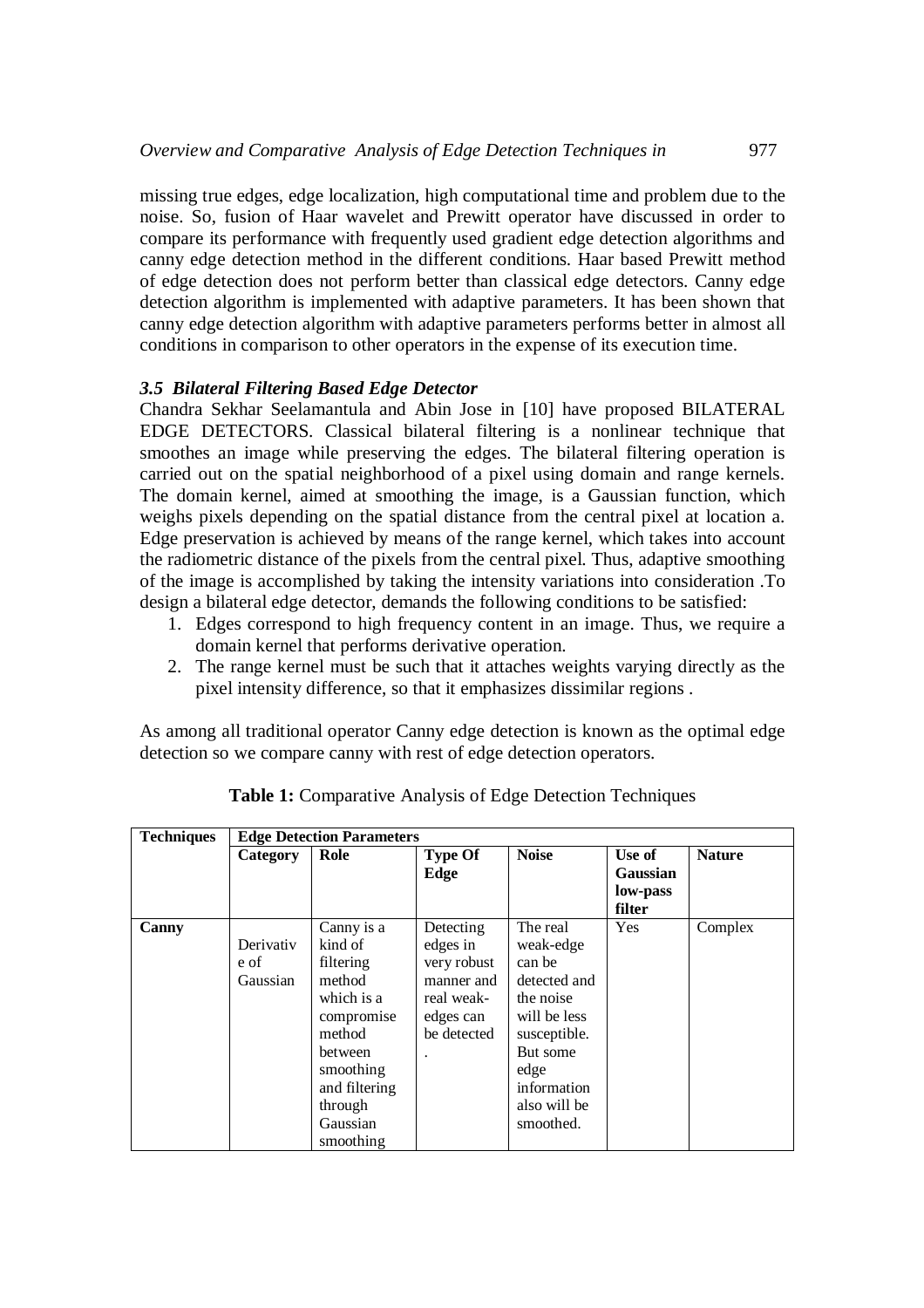missing true edges, edge localization, high computational time and problem due to the noise. So, fusion of Haar wavelet and Prewitt operator have discussed in order to compare its performance with frequently used gradient edge detection algorithms and canny edge detection method in the different conditions. Haar based Prewitt method of edge detection does not perform better than classical edge detectors. Canny edge detection algorithm is implemented with adaptive parameters. It has been shown that canny edge detection algorithm with adaptive parameters performs better in almost all conditions in comparison to other operators in the expense of its execution time.

### *3.5 Bilateral Filtering Based Edge Detector*

Chandra Sekhar Seelamantula and Abin Jose in [10] have proposed BILATERAL EDGE DETECTORS. Classical bilateral filtering is a nonlinear technique that smoothes an image while preserving the edges. The bilateral filtering operation is carried out on the spatial neighborhood of a pixel using domain and range kernels. The domain kernel, aimed at smoothing the image, is a Gaussian function, which weighs pixels depending on the spatial distance from the central pixel at location a. Edge preservation is achieved by means of the range kernel, which takes into account the radiometric distance of the pixels from the central pixel. Thus, adaptive smoothing of the image is accomplished by taking the intensity variations into consideration .To design a bilateral edge detector, demands the following conditions to be satisfied:

1. Edges correspond to high frequency content in an image. Thus, we require a domain kernel that performs derivative operation.
2. The range kernel must be such that it attaches weights varying directly as the pixel intensity difference, so that it emphasizes dissimilar regions .

As among all traditional operator Canny edge detection is known as the optimal edge detection so we compare canny with rest of edge detection operators.

**Table 1:** Comparative Analysis of Edge Detection Techniques

| Techniques | Edge Detection Parameters | | | | | |
|---|---|---|---|---|---|---|
| | **Category** | **Role** | **Type Of Edge** | **Noise** | **Use of Gaussian low-pass filter** | **Nature** |
| **Canny** | Derivative of Gaussian | Canny is a kind of filtering method which is a compromise method between smoothing and filtering through Gaussian smoothing | Detecting edges in very robust manner and real weak-edges can be detected . | The real weak-edge can be detected and the noise will be less susceptible. But some edge information also will be smoothed. | Yes | Complex |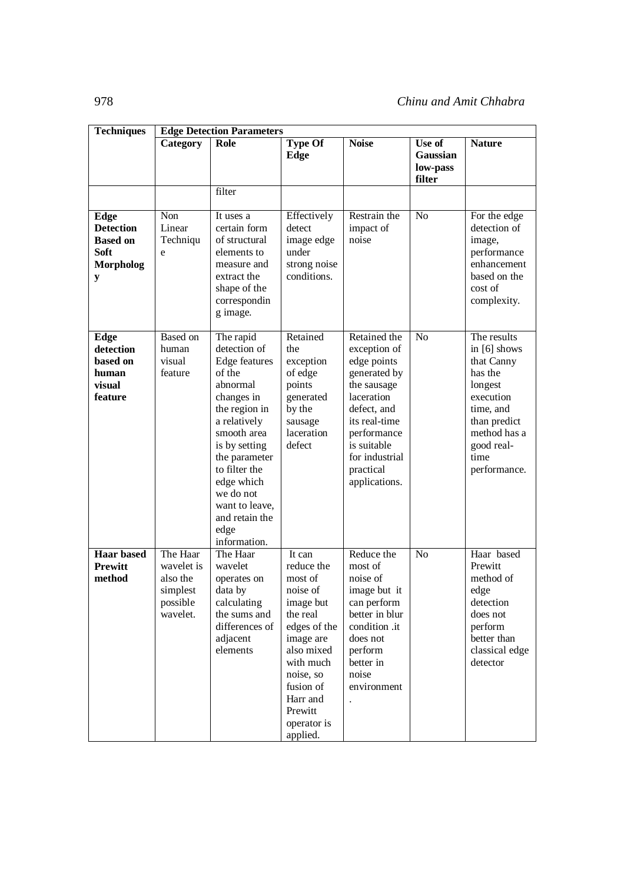| Techniques | Edge Detection Parameters | | | | | |
|---|---|---|---|---|---|---|
| | **Category** | **Role** | **Type Of Edge** | **Noise** | **Use of Gaussian low-pass filter** | **Nature** |
| | | filter | | | | |
| **Edge Detection Based on Soft Morphology** | Non Linear Technique | It uses a certain form of structural elements to measure and extract the shape of the corresponding image. | Effectively detect image edge under strong noise conditions. | Restrain the impact of noise | No | For the edge detection of image, performance enhancement based on the cost of complexity. |
| **Edge detection based on human visual feature** | Based on human visual feature | The rapid detection of Edge features of the abnormal changes in the region in a relatively smooth area is by setting the parameter to filter the edge which we do not want to leave, and retain the edge information. | Retained the exception of edge points generated by the sausage laceration defect | Retained the exception of edge points generated by the sausage laceration defect, and its real-time performance is suitable for industrial practical applications. | No | The results in [6] shows that Canny has the longest execution time, and than predict method has a good real-time performance. |
| **Haar based Prewitt method** | The Haar wavelet is also the simplest possible wavelet. | The Haar wavelet operates on data by calculating the sums and differences of adjacent elements | It can reduce the most of noise of image but the real edges of the image are also mixed with much noise, so fusion of Harr and Prewitt operator is applied. | Reduce the most of noise of image but it can perform better in blur condition .it does not perform better in noise environment . | No | Haar based Prewitt method of edge detection does not perform better than classical edge detector |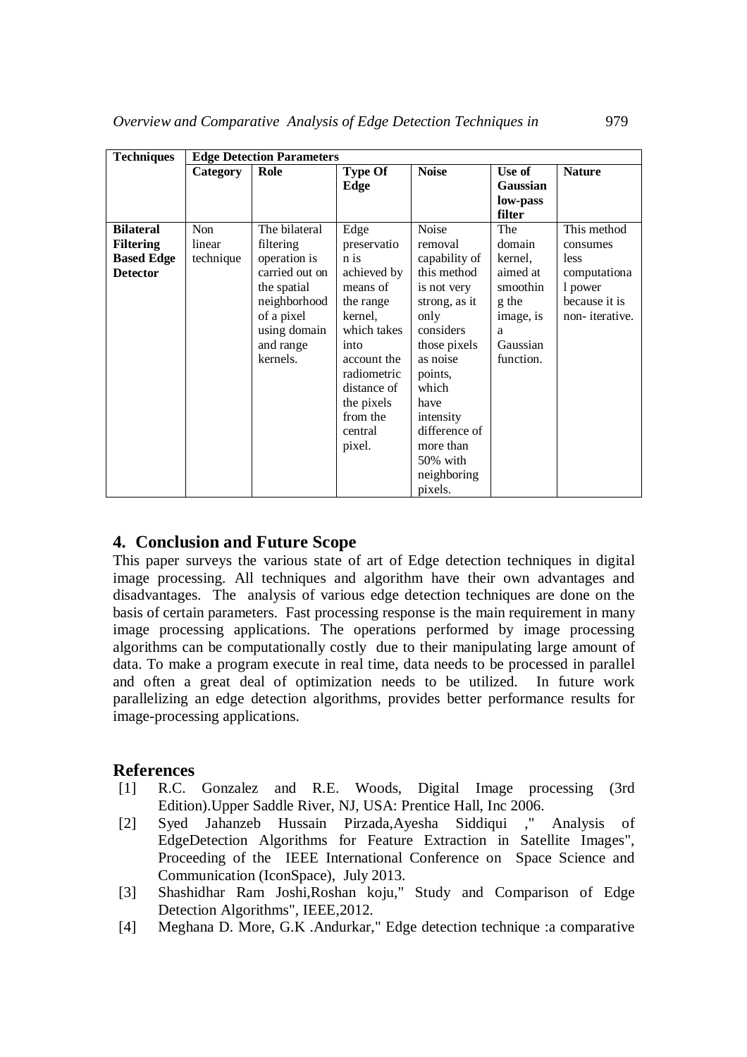| Techniques | Edge Detection Parameters | | | | | |
|---|---|---|---|---|---|---|
| | **Category** | **Role** | **Type Of Edge** | **Noise** | **Use of Gaussian low-pass filter** | **Nature** |
| **Bilateral Filtering Based Edge Detector** | Non linear technique | The bilateral filtering operation is carried out on the spatial neighborhood of a pixel using domain and range kernels. | Edge preservation is achieved by means of the range kernel, which takes into account the radiometric distance of the pixels from the central pixel. | Noise removal capability of this method is not very strong, as it only considers those pixels as noise points, which have intensity difference of more than 50% with neighboring pixels. | The domain kernel, aimed at smoothing the image, is a Gaussian function. | This method consumes less computational power because it is non- iterative. |

## 4. Conclusion and Future Scope

This paper surveys the various state of art of Edge detection techniques in digital image processing. All techniques and algorithm have their own advantages and disadvantages. The analysis of various edge detection techniques are done on the basis of certain parameters. Fast processing response is the main requirement in many image processing applications. The operations performed by image processing algorithms can be computationally costly due to their manipulating large amount of data. To make a program execute in real time, data needs to be processed in parallel and often a great deal of optimization needs to be utilized. In future work parallelizing an edge detection algorithms, provides better performance results for image-processing applications.

## References

[1] R.C. Gonzalez and R.E. Woods, Digital Image processing (3rd Edition).Upper Saddle River, NJ, USA: Prentice Hall, Inc 2006.

[2] Syed Jahanzeb Hussain Pirzada,Ayesha Siddiqui ," Analysis of EdgeDetection Algorithms for Feature Extraction in Satellite Images", Proceeding of the IEEE International Conference on Space Science and Communication (IconSpace), July 2013.

[3] Shashidhar Ram Joshi,Roshan koju," Study and Comparison of Edge Detection Algorithms", IEEE,2012.

[4] Meghana D. More, G.K .Andurkar," Edge detection technique :a comparative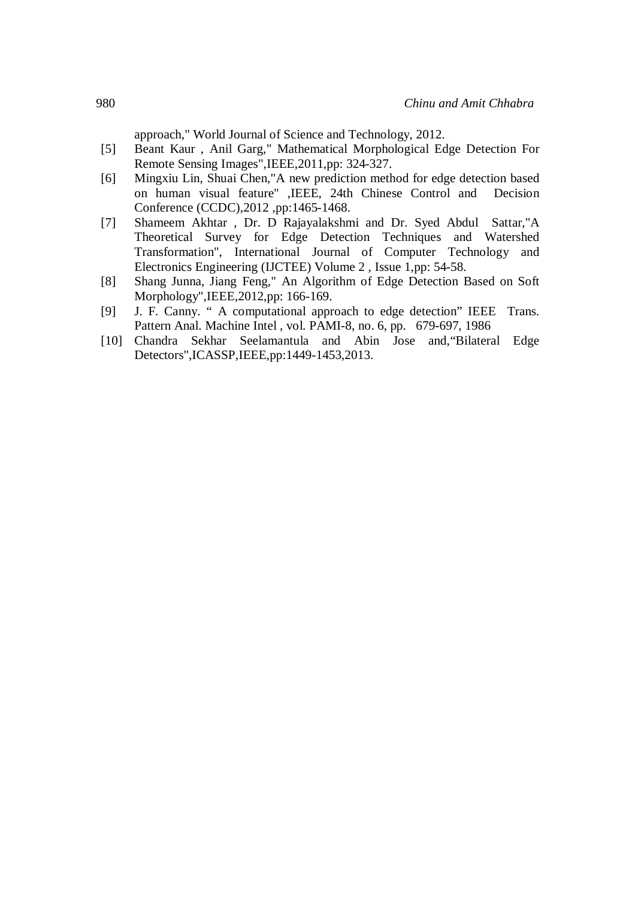approach," World Journal of Science and Technology, 2012.

[5] Beant Kaur , Anil Garg," Mathematical Morphological Edge Detection For Remote Sensing Images",IEEE,2011,pp: 324-327.

[6] Mingxiu Lin, Shuai Chen,"A new prediction method for edge detection based on human visual feature" ,IEEE, 24th Chinese Control and Decision Conference (CCDC),2012 ,pp:1465-1468.

[7] Shameem Akhtar , Dr. D Rajayalakshmi and Dr. Syed Abdul Sattar,"A Theoretical Survey for Edge Detection Techniques and Watershed Transformation", International Journal of Computer Technology and Electronics Engineering (IJCTEE) Volume 2 , Issue 1,pp: 54-58.

[8] Shang Junna, Jiang Feng," An Algorithm of Edge Detection Based on Soft Morphology",IEEE,2012,pp: 166-169.

[9] J. F. Canny. " A computational approach to edge detection" IEEE Trans. Pattern Anal. Machine Intel , vol. PAMI-8, no. 6, pp. 679-697, 1986

[10] Chandra Sekhar Seelamantula and Abin Jose and,"Bilateral Edge Detectors",ICASSP,IEEE,pp:1449-1453,2013.